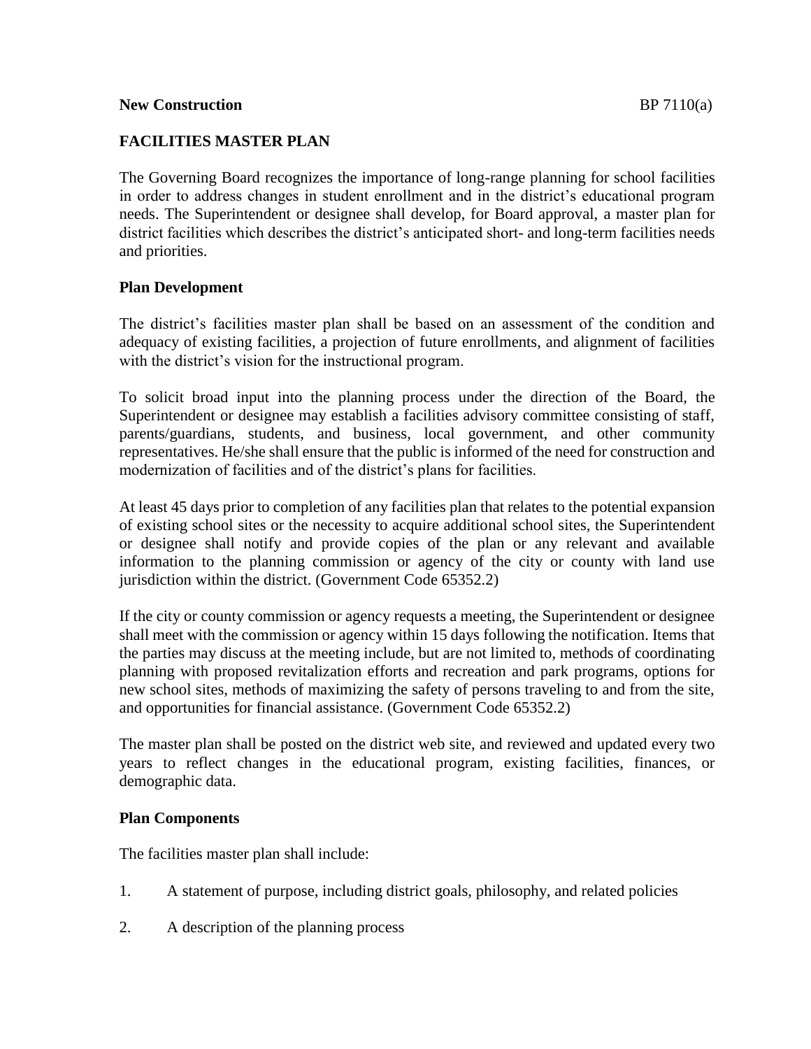**New Construction** BP 7110(a)

## FACILITIES MASTER PLAN

The Governing Board recognizes the importance of long-range planning for school facilities in order to address changes in student enrollment and in the district's educational program needs. The Superintendent or designee shall develop, for Board approval, a master plan for district facilities which describes the district's anticipated short- and long-term facilities needs and priorities.

### Plan Development

The district's facilities master plan shall be based on an assessment of the condition and adequacy of existing facilities, a projection of future enrollments, and alignment of facilities with the district's vision for the instructional program.

To solicit broad input into the planning process under the direction of the Board, the Superintendent or designee may establish a facilities advisory committee consisting of staff, parents/guardians, students, and business, local government, and other community representatives. He/she shall ensure that the public is informed of the need for construction and modernization of facilities and of the district's plans for facilities.

At least 45 days prior to completion of any facilities plan that relates to the potential expansion of existing school sites or the necessity to acquire additional school sites, the Superintendent or designee shall notify and provide copies of the plan or any relevant and available information to the planning commission or agency of the city or county with land use jurisdiction within the district. (Government Code 65352.2)

If the city or county commission or agency requests a meeting, the Superintendent or designee shall meet with the commission or agency within 15 days following the notification. Items that the parties may discuss at the meeting include, but are not limited to, methods of coordinating planning with proposed revitalization efforts and recreation and park programs, options for new school sites, methods of maximizing the safety of persons traveling to and from the site, and opportunities for financial assistance. (Government Code 65352.2)

The master plan shall be posted on the district web site, and reviewed and updated every two years to reflect changes in the educational program, existing facilities, finances, or demographic data.

### Plan Components

The facilities master plan shall include:

1. A statement of purpose, including district goals, philosophy, and related policies
2. A description of the planning process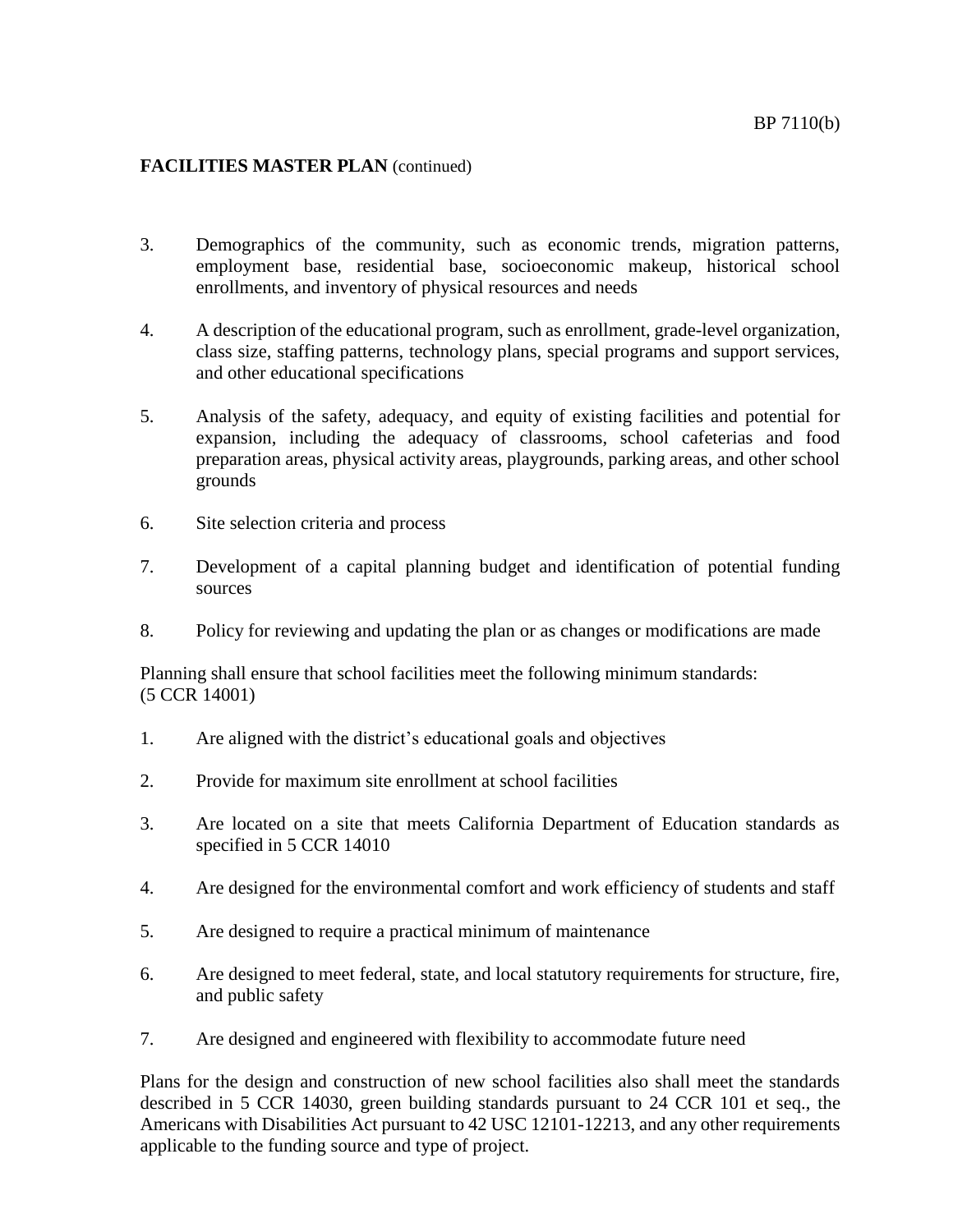**FACILITIES MASTER PLAN** (continued)

3. Demographics of the community, such as economic trends, migration patterns, employment base, residential base, socioeconomic makeup, historical school enrollments, and inventory of physical resources and needs

4. A description of the educational program, such as enrollment, grade-level organization, class size, staffing patterns, technology plans, special programs and support services, and other educational specifications

5. Analysis of the safety, adequacy, and equity of existing facilities and potential for expansion, including the adequacy of classrooms, school cafeterias and food preparation areas, physical activity areas, playgrounds, parking areas, and other school grounds

6. Site selection criteria and process

7. Development of a capital planning budget and identification of potential funding sources

8. Policy for reviewing and updating the plan or as changes or modifications are made

Planning shall ensure that school facilities meet the following minimum standards: (5 CCR 14001)

1. Are aligned with the district's educational goals and objectives

2. Provide for maximum site enrollment at school facilities

3. Are located on a site that meets California Department of Education standards as specified in 5 CCR 14010

4. Are designed for the environmental comfort and work efficiency of students and staff

5. Are designed to require a practical minimum of maintenance

6. Are designed to meet federal, state, and local statutory requirements for structure, fire, and public safety

7. Are designed and engineered with flexibility to accommodate future need

Plans for the design and construction of new school facilities also shall meet the standards described in 5 CCR 14030, green building standards pursuant to 24 CCR 101 et seq., the Americans with Disabilities Act pursuant to 42 USC 12101-12213, and any other requirements applicable to the funding source and type of project.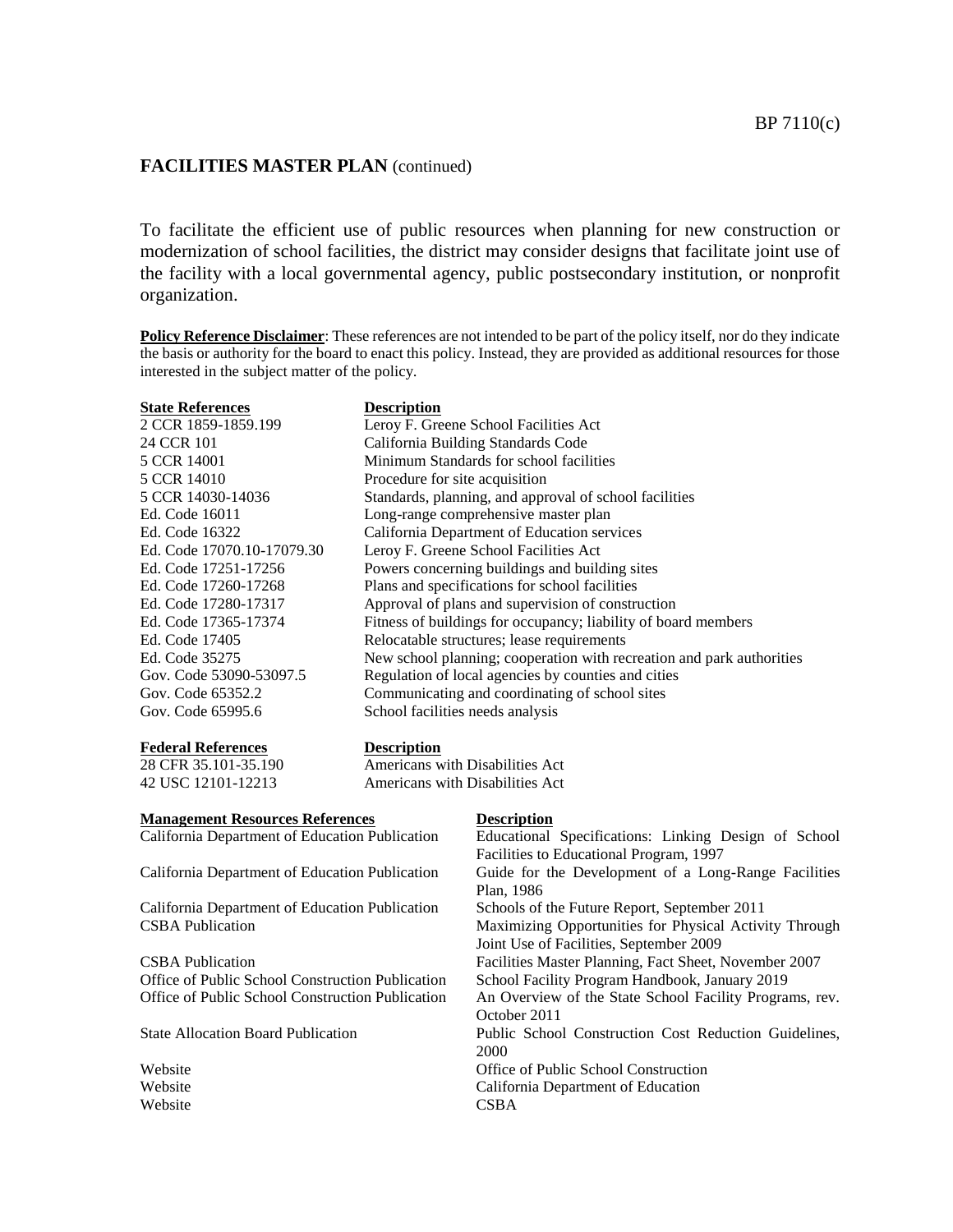## FACILITIES MASTER PLAN (continued)

To facilitate the efficient use of public resources when planning for new construction or modernization of school facilities, the district may consider designs that facilitate joint use of the facility with a local governmental agency, public postsecondary institution, or nonprofit organization.

**Policy Reference Disclaimer**: These references are not intended to be part of the policy itself, nor do they indicate the basis or authority for the board to enact this policy. Instead, they are provided as additional resources for those interested in the subject matter of the policy.

| State References | Description |
| --- | --- |
| 2 CCR 1859-1859.199 | Leroy F. Greene School Facilities Act |
| 24 CCR 101 | California Building Standards Code |
| 5 CCR 14001 | Minimum Standards for school facilities |
| 5 CCR 14010 | Procedure for site acquisition |
| 5 CCR 14030-14036 | Standards, planning, and approval of school facilities |
| Ed. Code 16011 | Long-range comprehensive master plan |
| Ed. Code 16322 | California Department of Education services |
| Ed. Code 17070.10-17079.30 | Leroy F. Greene School Facilities Act |
| Ed. Code 17251-17256 | Powers concerning buildings and building sites |
| Ed. Code 17260-17268 | Plans and specifications for school facilities |
| Ed. Code 17280-17317 | Approval of plans and supervision of construction |
| Ed. Code 17365-17374 | Fitness of buildings for occupancy; liability of board members |
| Ed. Code 17405 | Relocatable structures; lease requirements |
| Ed. Code 35275 | New school planning; cooperation with recreation and park authorities |
| Gov. Code 53090-53097.5 | Regulation of local agencies by counties and cities |
| Gov. Code 65352.2 | Communicating and coordinating of school sites |
| Gov. Code 65995.6 | School facilities needs analysis |

| Federal References | Description |
| --- | --- |
| 28 CFR 35.101-35.190 | Americans with Disabilities Act |
| 42 USC 12101-12213 | Americans with Disabilities Act |

| Management Resources References | Description |
| --- | --- |
| California Department of Education Publication | Educational Specifications: Linking Design of School Facilities to Educational Program, 1997 |
| California Department of Education Publication | Guide for the Development of a Long-Range Facilities Plan, 1986 |
| California Department of Education Publication | Schools of the Future Report, September 2011 |
| CSBA Publication | Maximizing Opportunities for Physical Activity Through Joint Use of Facilities, September 2009 |
| CSBA Publication | Facilities Master Planning, Fact Sheet, November 2007 |
| Office of Public School Construction Publication | School Facility Program Handbook, January 2019 |
| Office of Public School Construction Publication | An Overview of the State School Facility Programs, rev. October 2011 |
| State Allocation Board Publication | Public School Construction Cost Reduction Guidelines, 2000 |
| Website | Office of Public School Construction |
| Website | California Department of Education |
| Website | CSBA |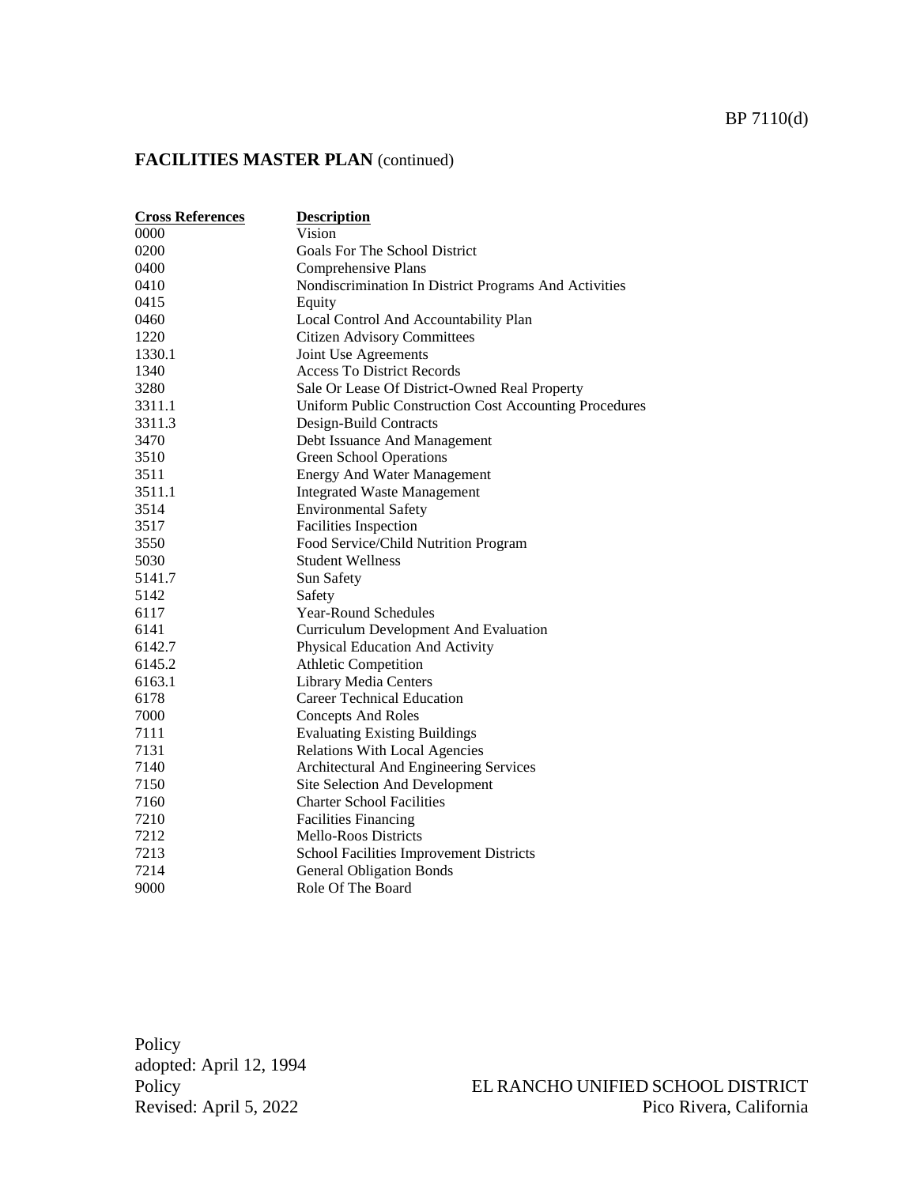**FACILITIES MASTER PLAN** (continued)

| Cross References | Description |
|---|---|
| 0000 | Vision |
| 0200 | Goals For The School District |
| 0400 | Comprehensive Plans |
| 0410 | Nondiscrimination In District Programs And Activities |
| 0415 | Equity |
| 0460 | Local Control And Accountability Plan |
| 1220 | Citizen Advisory Committees |
| 1330.1 | Joint Use Agreements |
| 1340 | Access To District Records |
| 3280 | Sale Or Lease Of District-Owned Real Property |
| 3311.1 | Uniform Public Construction Cost Accounting Procedures |
| 3311.3 | Design-Build Contracts |
| 3470 | Debt Issuance And Management |
| 3510 | Green School Operations |
| 3511 | Energy And Water Management |
| 3511.1 | Integrated Waste Management |
| 3514 | Environmental Safety |
| 3517 | Facilities Inspection |
| 3550 | Food Service/Child Nutrition Program |
| 5030 | Student Wellness |
| 5141.7 | Sun Safety |
| 5142 | Safety |
| 6117 | Year-Round Schedules |
| 6141 | Curriculum Development And Evaluation |
| 6142.7 | Physical Education And Activity |
| 6145.2 | Athletic Competition |
| 6163.1 | Library Media Centers |
| 6178 | Career Technical Education |
| 7000 | Concepts And Roles |
| 7111 | Evaluating Existing Buildings |
| 7131 | Relations With Local Agencies |
| 7140 | Architectural And Engineering Services |
| 7150 | Site Selection And Development |
| 7160 | Charter School Facilities |
| 7210 | Facilities Financing |
| 7212 | Mello-Roos Districts |
| 7213 | School Facilities Improvement Districts |
| 7214 | General Obligation Bonds |
| 9000 | Role Of The Board |

Policy
adopted: April 12, 1994
Policy
Revised: April 5, 2022

EL RANCHO UNIFIED SCHOOL DISTRICT
Pico Rivera, California